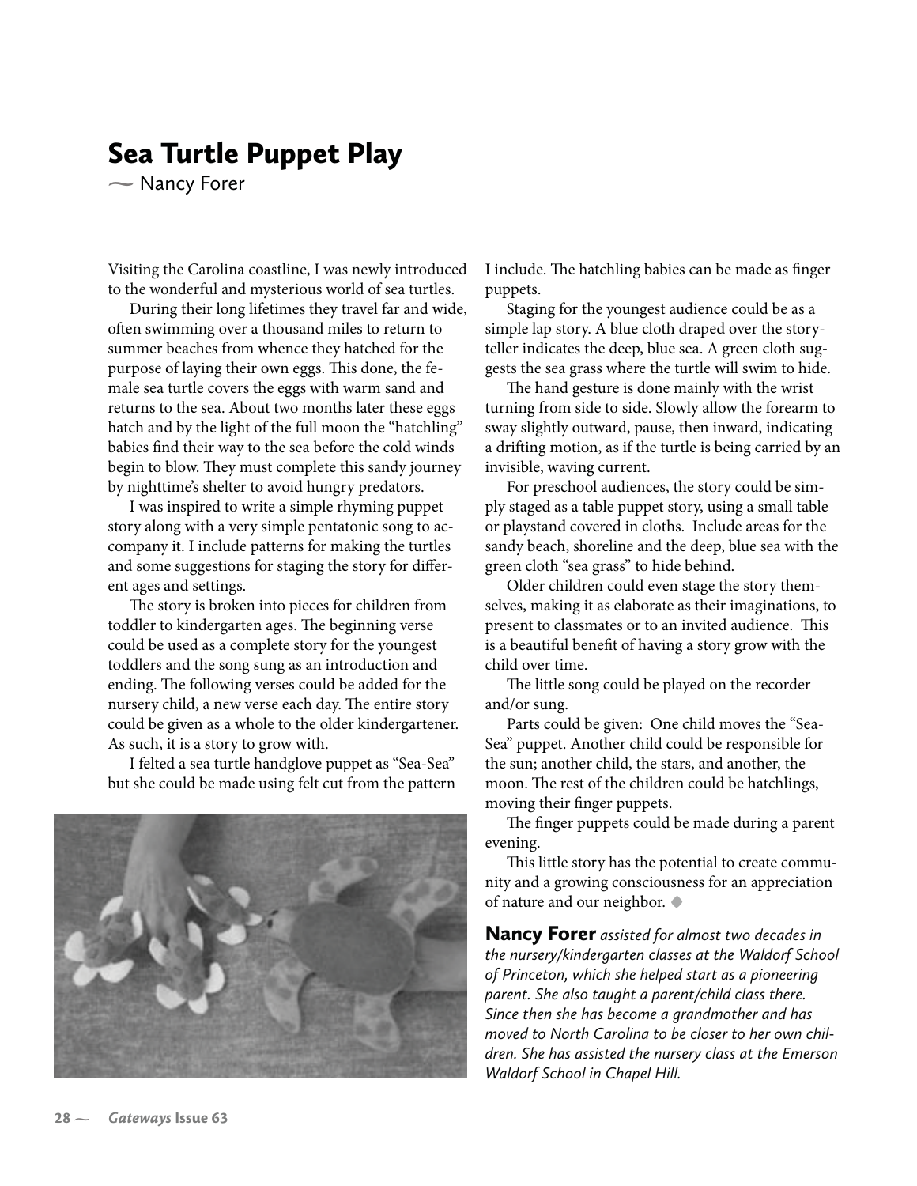# Sea Turtle Puppet Play

~ Nancy Forer

Visiting the Carolina coastline, I was newly introduced to the wonderful and mysterious world of sea turtles.

During their long lifetimes they travel far and wide, often swimming over a thousand miles to return to summer beaches from whence they hatched for the purpose of laying their own eggs. This done, the female sea turtle covers the eggs with warm sand and returns to the sea. About two months later these eggs hatch and by the light of the full moon the "hatchling" babies find their way to the sea before the cold winds begin to blow. They must complete this sandy journey by nighttime's shelter to avoid hungry predators.

I was inspired to write a simple rhyming puppet story along with a very simple pentatonic song to accompany it. I include patterns for making the turtles and some suggestions for staging the story for different ages and settings.

The story is broken into pieces for children from toddler to kindergarten ages. The beginning verse could be used as a complete story for the youngest toddlers and the song sung as an introduction and ending. The following verses could be added for the nursery child, a new verse each day. The entire story could be given as a whole to the older kindergartener. As such, it is a story to grow with.

I felted a sea turtle handglove puppet as "Sea-Sea" but she could be made using felt cut from the pattern I include. The hatchling babies can be made as finger puppets.

Staging for the youngest audience could be as a simple lap story. A blue cloth draped over the storyteller indicates the deep, blue sea. A green cloth suggests the sea grass where the turtle will swim to hide.

The hand gesture is done mainly with the wrist turning from side to side. Slowly allow the forearm to sway slightly outward, pause, then inward, indicating a drifting motion, as if the turtle is being carried by an invisible, waving current.

For preschool audiences, the story could be simply staged as a table puppet story, using a small table or playstand covered in cloths. Include areas for the sandy beach, shoreline and the deep, blue sea with the green cloth "sea grass" to hide behind.

Older children could even stage the story themselves, making it as elaborate as their imaginations, to present to classmates or to an invited audience. This is a beautiful benefit of having a story grow with the child over time.

The little song could be played on the recorder and/or sung.

Parts could be given: One child moves the "Sea-Sea" puppet. Another child could be responsible for the sun; another child, the stars, and another, the moon. The rest of the children could be hatchlings, moving their finger puppets.

The finger puppets could be made during a parent evening.

This little story has the potential to create community and a growing consciousness for an appreciation of nature and our neighbor. ◆

**Nancy Forer** *assisted for almost two decades in the nursery/kindergarten classes at the Waldorf School of Princeton, which she helped start as a pioneering parent. She also taught a parent/child class there. Since then she has become a grandmother and has moved to North Carolina to be closer to her own children. She has assisted the nursery class at the Emerson Waldorf School in Chapel Hill.*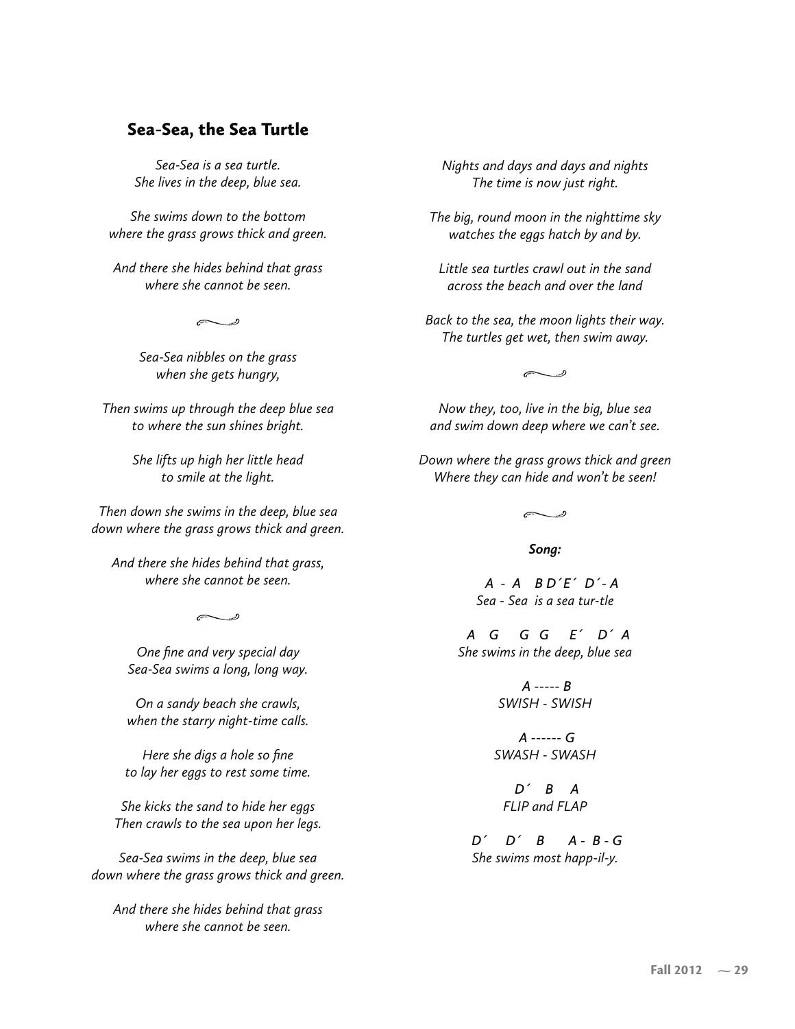## Sea-Sea, the Sea Turtle

*Sea-Sea is a sea turtle.*
*She lives in the deep, blue sea.*

*She swims down to the bottom*
*where the grass grows thick and green.*

*And there she hides behind that grass*
*where she cannot be seen.*

~

*Sea-Sea nibbles on the grass*
*when she gets hungry,*

*Then swims up through the deep blue sea*
*to where the sun shines bright.*

*She lifts up high her little head*
*to smile at the light.*

*Then down she swims in the deep, blue sea*
*down where the grass grows thick and green.*

*And there she hides behind that grass,*
*where she cannot be seen.*

~

*One fine and very special day*
*Sea-Sea swims a long, long way.*

*On a sandy beach she crawls,*
*when the starry night-time calls.*

*Here she digs a hole so fine*
*to lay her eggs to rest some time.*

*She kicks the sand to hide her eggs*
*Then crawls to the sea upon her legs.*

*Sea-Sea swims in the deep, blue sea*
*down where the grass grows thick and green.*

*And there she hides behind that grass*
*where she cannot be seen.*

*Nights and days and days and nights*
*The time is now just right.*

*The big, round moon in the nighttime sky*
*watches the eggs hatch by and by.*

*Little sea turtles crawl out in the sand*
*across the beach and over the land*

*Back to the sea, the moon lights their way.*
*The turtles get wet, then swim away.*

~

*Now they, too, live in the big, blue sea*
*and swim down deep where we can't see.*

*Down where the grass grows thick and green*
*Where they can hide and won't be seen!*

~

***Song:***

*A - A B D´E´ D´- A*
*Sea - Sea is a sea tur-tle*

*A G G G E´ D´ A*
*She swims in the deep, blue sea*

*A ----- B*
*SWISH - SWISH*

*A ------ G*
*SWASH - SWASH*

*D´ B A*
*FLIP and FLAP*

*D´ D´ B A - B - G*
*She swims most happ-il-y.*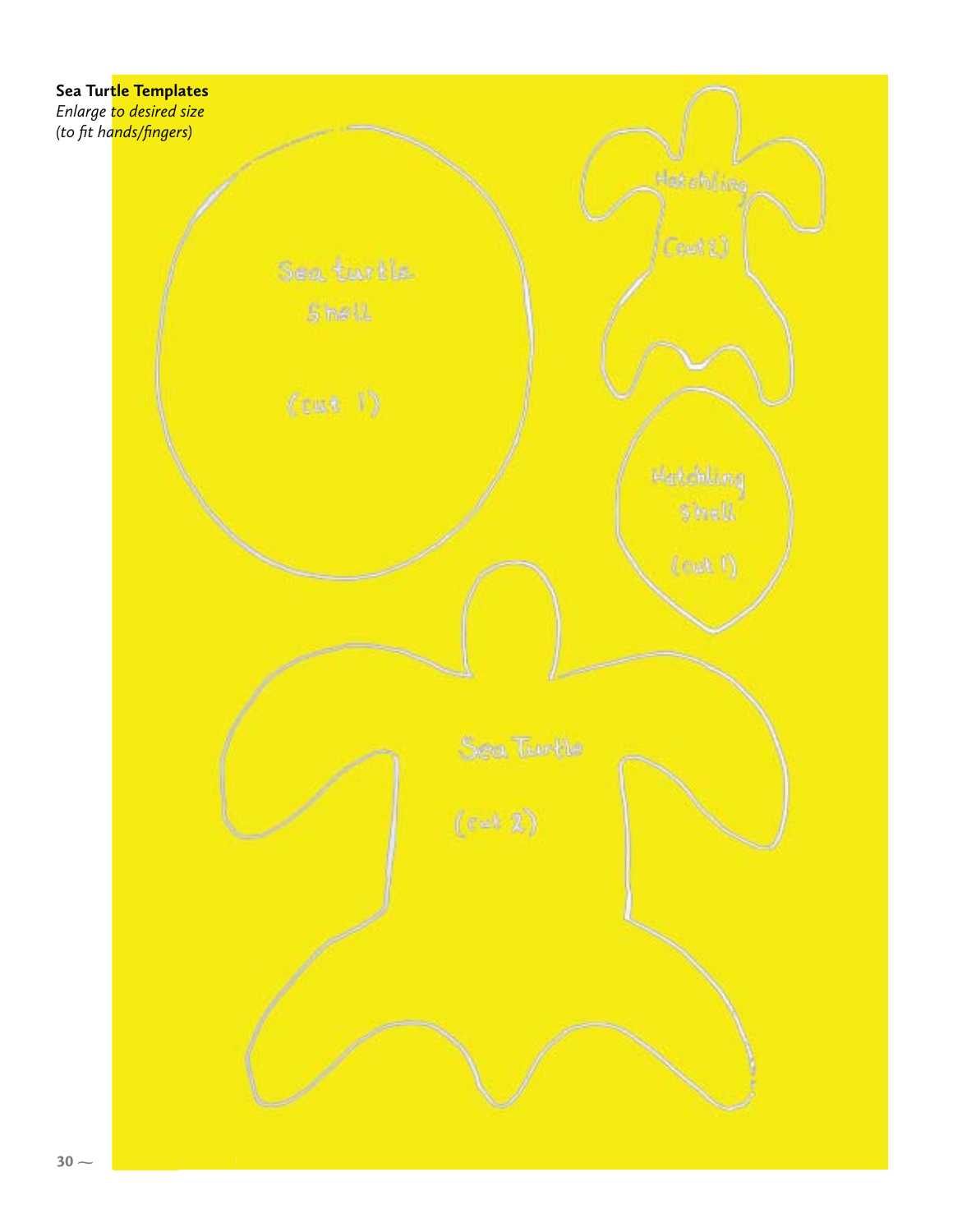**Sea Turtle Templates**

*Enlarge to desired size (to fit hands/fingers)*

Sea turtle Shell

(cut 1)

Hatchling

(cut 2)

Hatchling Shell

(cut 1)

Sea Turtle

(cut 2)